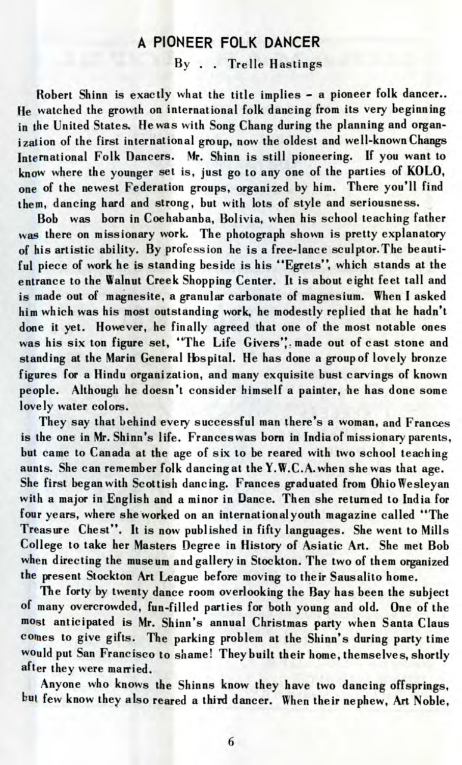## A PIONEER FOLK DANCER

By . . Trelle Hastings

Robert Shinn is exactly what the title implies - a pioneer folk dancer.. He watched the growth on international folk dancing from its very beginning in the United States. He was with Song Chang during the planning and organization of the first international group, now the oldest and well-known Changs International Folk Dancers. Mr. Shinn is still pioneering. If you want to know where the younger set is, just go to any one of the parties of KOLO, one of the newest Federation groups, organized by him. There you'll find them, dancing hard and strong, but with lots of style and seriousness.

Bob was born in Coehabanba, Bolivia, when his school teaching father was there on missionary work. The photograph shown is pretty explanatory of his artistic ability. By profession he is a free-lance sculptor. The beautiful piece of work he is standing beside is his "Egrets", which stands at the entrance to the Walnut Creek Shopping Center. It is about eight feet tall and is made out of magnesite, a granular carbonate of magnesium. When I asked him which was his most outstanding work, he modestly replied that he hadn't done it yet. However, he finally agreed that one of the most notable ones was his six ton figure set, "The Life Givers", made out of cast stone and standing at the Marin General Hospital. He has done a group of lovely bronze figures for a Hindu organization, and many exquisite bust carvings of known people. Although he doesn't consider himself a painter, he has done some lovely water colors.

They say that behind every successful man there's a woman, and Frances is the one in Mr. Shinn's life. Frances was born in India of missionary parents, but came to Canada at the age of six to be reared with two school teaching aunts. She can remember folk dancing at the Y.W.C.A. when she was that age. She first began with Scottish dancing. Frances graduated from Ohio Wesleyan with a major in English and a minor in Dance. Then she returned to India for four years, where she worked on an international youth magazine called "The Treasure Chest". It is now published in fifty languages. She went to Mills College to take her Masters Degree in History of Asiatic Art. She met Bob when directing the museum and gallery in Stockton. The two of them organized the present Stockton Art League before moving to their Sausalito home.

The forty by twenty dance room overlooking the Bay has been the subject of many overcrowded, fun-filled parties for both young and old. One of the most anticipated is Mr. Shinn's annual Christmas party when Santa Claus comes to give gifts. The parking problem at the Shinn's during party time would put San Francisco to shame! They built their home, themselves, shortly after they were married.

Anyone who knows the Shinns know they have two dancing offsprings, but few know they also reared a third dancer. When their nephew, Art Noble,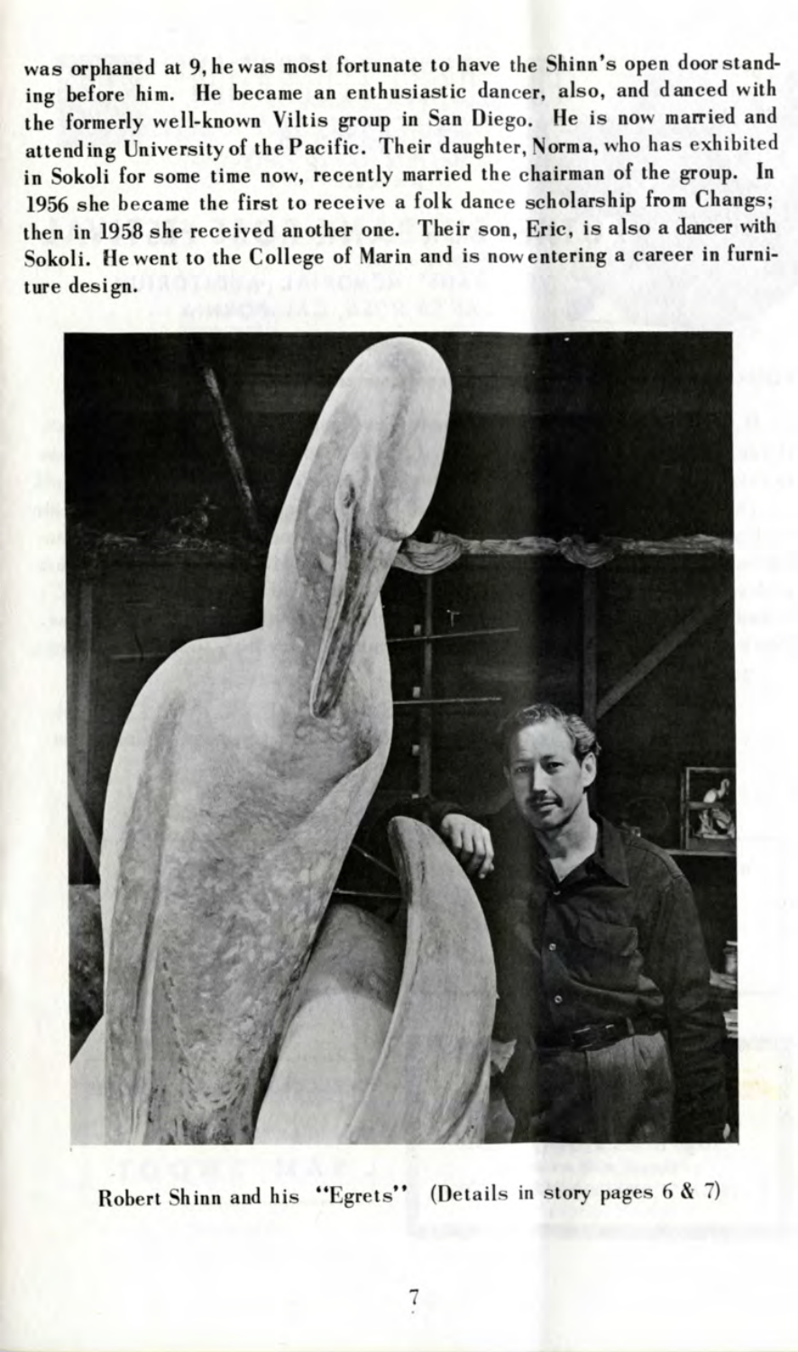was orphaned at 9, he was most fortunate to have the Shinn's open door standing before him. He became an enthusiastic dancer, also, and danced with the formerly well-known Viltis group in San Diego. He is now married and attending University of the Pacific. Their daughter, Norma, who has exhibited in Sokoli for some time now, recently married the chairman of the group. In 1956 she became the first to receive a folk dance scholarship from Changs; then in 1958 she received another one. Their son, Eric, is also a dancer with Sokoli. He went to the College of Marin and is now entering a career in furniture design.

Robert Shinn and his "Egrets" (Details in story pages 6 & 7)